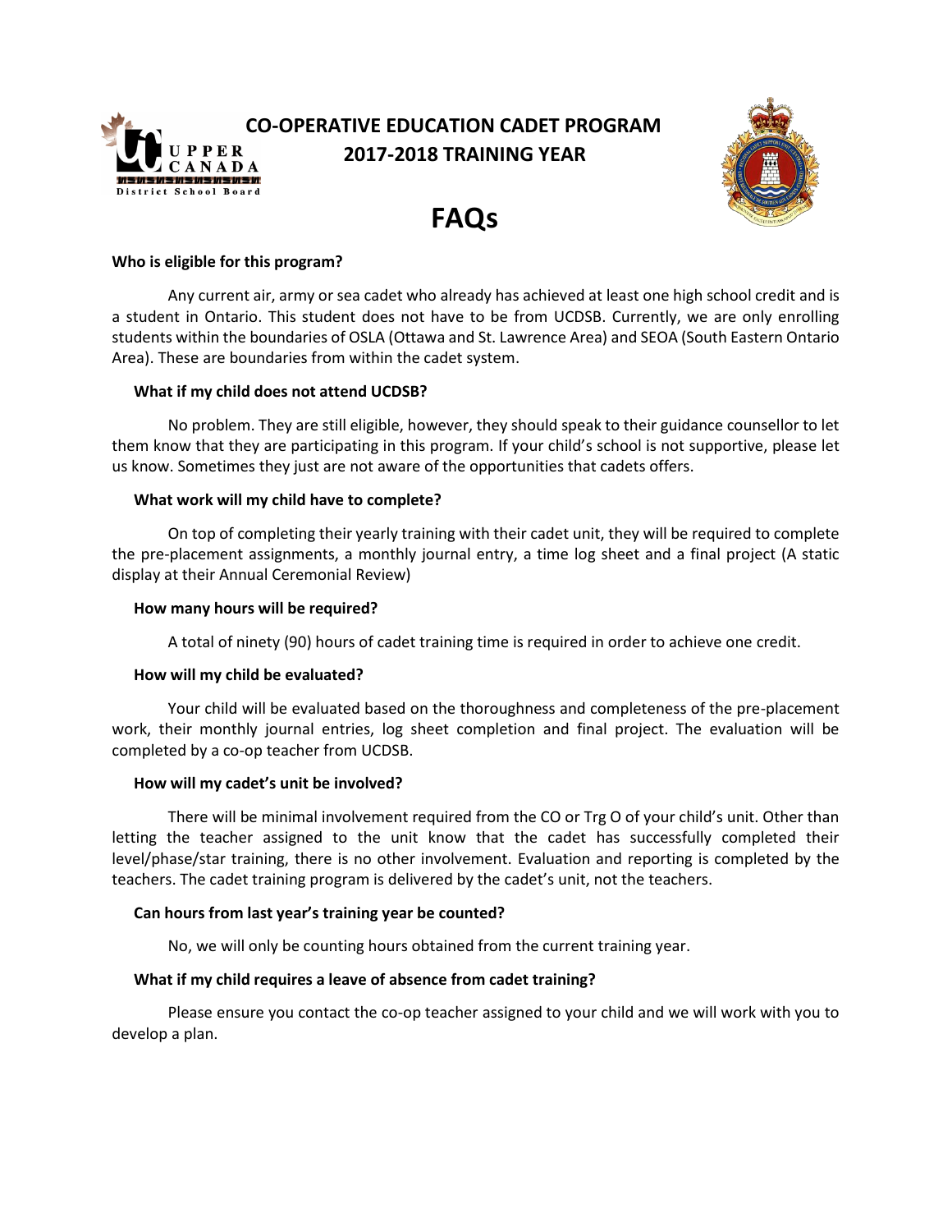# CO-OPERATIVE EDUCATION CADET PROGRAM
## 2017-2018 TRAINING YEAR

# FAQs

**Who is eligible for this program?**

Any current air, army or sea cadet who already has achieved at least one high school credit and is a student in Ontario. This student does not have to be from UCDSB. Currently, we are only enrolling students within the boundaries of OSLA (Ottawa and St. Lawrence Area) and SEOA (South Eastern Ontario Area). These are boundaries from within the cadet system.

**What if my child does not attend UCDSB?**

No problem. They are still eligible, however, they should speak to their guidance counsellor to let them know that they are participating in this program. If your child's school is not supportive, please let us know. Sometimes they just are not aware of the opportunities that cadets offers.

**What work will my child have to complete?**

On top of completing their yearly training with their cadet unit, they will be required to complete the pre-placement assignments, a monthly journal entry, a time log sheet and a final project (A static display at their Annual Ceremonial Review)

**How many hours will be required?**

A total of ninety (90) hours of cadet training time is required in order to achieve one credit.

**How will my child be evaluated?**

Your child will be evaluated based on the thoroughness and completeness of the pre-placement work, their monthly journal entries, log sheet completion and final project. The evaluation will be completed by a co-op teacher from UCDSB.

**How will my cadet's unit be involved?**

There will be minimal involvement required from the CO or Trg O of your child's unit. Other than letting the teacher assigned to the unit know that the cadet has successfully completed their level/phase/star training, there is no other involvement. Evaluation and reporting is completed by the teachers. The cadet training program is delivered by the cadet's unit, not the teachers.

**Can hours from last year's training year be counted?**

No, we will only be counting hours obtained from the current training year.

**What if my child requires a leave of absence from cadet training?**

Please ensure you contact the co-op teacher assigned to your child and we will work with you to develop a plan.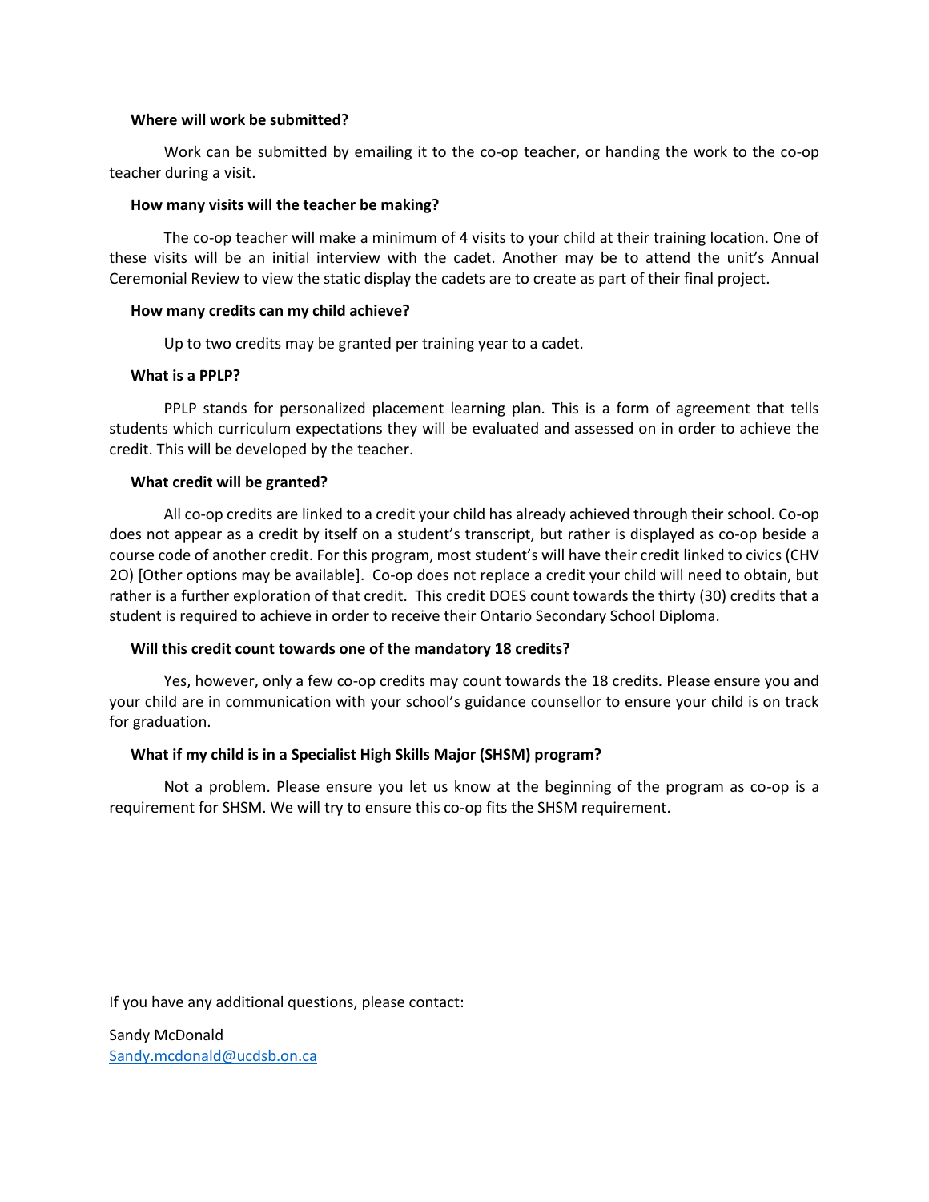**Where will work be submitted?**

Work can be submitted by emailing it to the co-op teacher, or handing the work to the co-op teacher during a visit.

**How many visits will the teacher be making?**

The co-op teacher will make a minimum of 4 visits to your child at their training location. One of these visits will be an initial interview with the cadet. Another may be to attend the unit's Annual Ceremonial Review to view the static display the cadets are to create as part of their final project.

**How many credits can my child achieve?**

Up to two credits may be granted per training year to a cadet.

**What is a PPLP?**

PPLP stands for personalized placement learning plan. This is a form of agreement that tells students which curriculum expectations they will be evaluated and assessed on in order to achieve the credit. This will be developed by the teacher.

**What credit will be granted?**

All co-op credits are linked to a credit your child has already achieved through their school. Co-op does not appear as a credit by itself on a student's transcript, but rather is displayed as co-op beside a course code of another credit. For this program, most student's will have their credit linked to civics (CHV 2O) [Other options may be available]. Co-op does not replace a credit your child will need to obtain, but rather is a further exploration of that credit. This credit DOES count towards the thirty (30) credits that a student is required to achieve in order to receive their Ontario Secondary School Diploma.

**Will this credit count towards one of the mandatory 18 credits?**

Yes, however, only a few co-op credits may count towards the 18 credits. Please ensure you and your child are in communication with your school's guidance counsellor to ensure your child is on track for graduation.

**What if my child is in a Specialist High Skills Major (SHSM) program?**

Not a problem. Please ensure you let us know at the beginning of the program as co-op is a requirement for SHSM. We will try to ensure this co-op fits the SHSM requirement.

If you have any additional questions, please contact:

Sandy McDonald
Sandy.mcdonald@ucdsb.on.ca